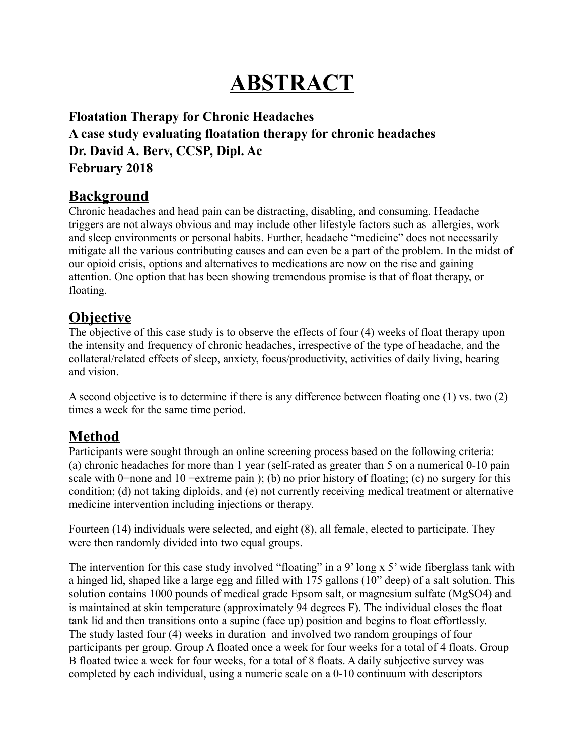# ABSTRACT

**Floatation Therapy for Chronic Headaches**
**A case study evaluating floatation therapy for chronic headaches**
**Dr. David A. Berv, CCSP, Dipl. Ac**
**February 2018**

## Background

Chronic headaches and head pain can be distracting, disabling, and consuming. Headache triggers are not always obvious and may include other lifestyle factors such as allergies, work and sleep environments or personal habits. Further, headache "medicine" does not necessarily mitigate all the various contributing causes and can even be a part of the problem. In the midst of our opioid crisis, options and alternatives to medications are now on the rise and gaining attention. One option that has been showing tremendous promise is that of float therapy, or floating.

## Objective

The objective of this case study is to observe the effects of four (4) weeks of float therapy upon the intensity and frequency of chronic headaches, irrespective of the type of headache, and the collateral/related effects of sleep, anxiety, focus/productivity, activities of daily living, hearing and vision.

A second objective is to determine if there is any difference between floating one (1) vs. two (2) times a week for the same time period.

## Method

Participants were sought through an online screening process based on the following criteria: (a) chronic headaches for more than 1 year (self-rated as greater than 5 on a numerical 0-10 pain scale with 0=none and 10 =extreme pain ); (b) no prior history of floating; (c) no surgery for this condition; (d) not taking diploids, and (e) not currently receiving medical treatment or alternative medicine intervention including injections or therapy.

Fourteen (14) individuals were selected, and eight (8), all female, elected to participate. They were then randomly divided into two equal groups.

The intervention for this case study involved "floating" in a 9' long x 5' wide fiberglass tank with a hinged lid, shaped like a large egg and filled with 175 gallons (10" deep) of a salt solution. This solution contains 1000 pounds of medical grade Epsom salt, or magnesium sulfate ($MgSO_4$) and is maintained at skin temperature (approximately 94 degrees F). The individual closes the float tank lid and then transitions onto a supine (face up) position and begins to float effortlessly. The study lasted four (4) weeks in duration and involved two random groupings of four participants per group. Group A floated once a week for four weeks for a total of 4 floats. Group B floated twice a week for four weeks, for a total of 8 floats. A daily subjective survey was completed by each individual, using a numeric scale on a 0-10 continuum with descriptors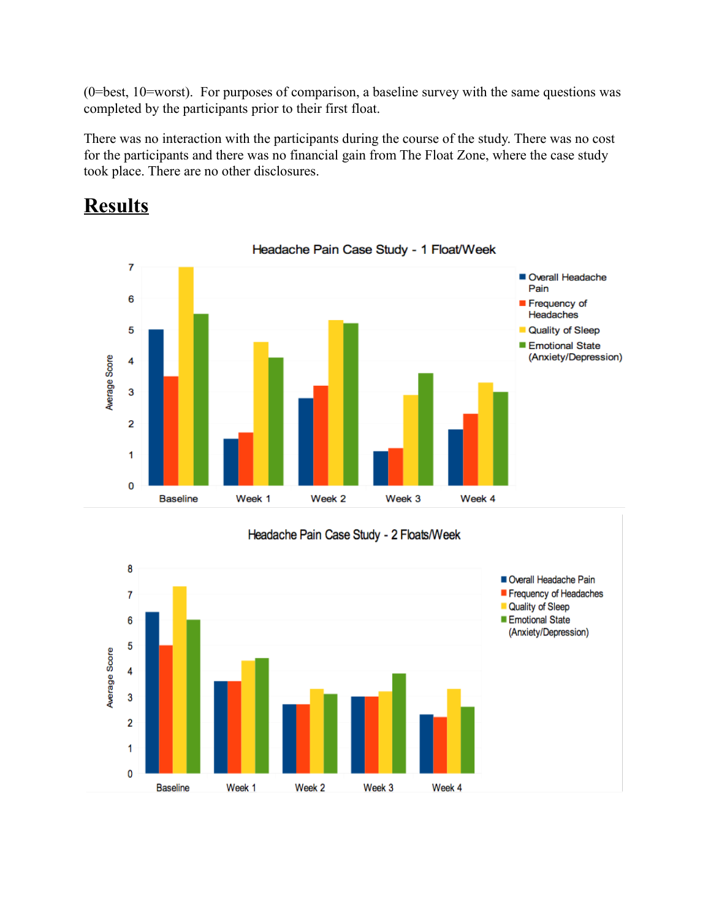(0=best, 10=worst). For purposes of comparison, a baseline survey with the same questions was completed by the participants prior to their first float.

There was no interaction with the participants during the course of the study. There was no cost for the participants and there was no financial gain from The Float Zone, where the case study took place. There are no other disclosures.

## Results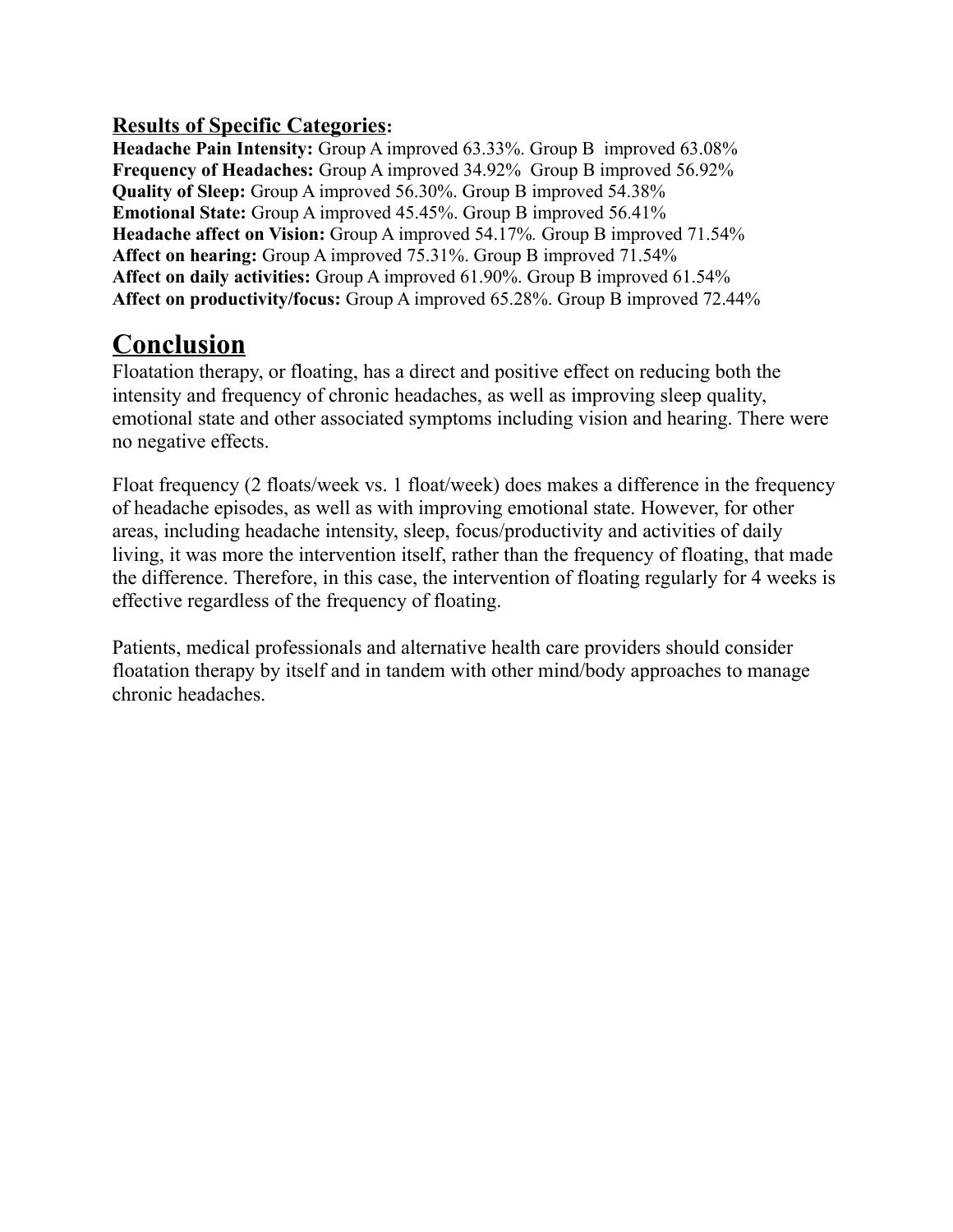**Results of Specific Categories:**

**Headache Pain Intensity:** Group A improved 63.33%. Group B  improved 63.08%
**Frequency of Headaches:** Group A improved 34.92%  Group B improved 56.92%
**Quality of Sleep:** Group A improved 56.30%. Group B improved 54.38%
**Emotional State:** Group A improved 45.45%. Group B improved 56.41%
**Headache affect on Vision:** Group A improved 54.17%. Group B improved 71.54%
**Affect on hearing:** Group A improved 75.31%. Group B improved 71.54%
**Affect on daily activities:** Group A improved 61.90%. Group B improved 61.54%
**Affect on productivity/focus:** Group A improved 65.28%. Group B improved 72.44%

## Conclusion

Floatation therapy, or floating, has a direct and positive effect on reducing both the intensity and frequency of chronic headaches, as well as improving sleep quality, emotional state and other associated symptoms including vision and hearing. There were no negative effects.

Float frequency (2 floats/week vs. 1 float/week) does makes a difference in the frequency of headache episodes, as well as with improving emotional state. However, for other areas, including headache intensity, sleep, focus/productivity and activities of daily living, it was more the intervention itself, rather than the frequency of floating, that made the difference. Therefore, in this case, the intervention of floating regularly for 4 weeks is effective regardless of the frequency of floating.

Patients, medical professionals and alternative health care providers should consider floatation therapy by itself and in tandem with other mind/body approaches to manage chronic headaches.